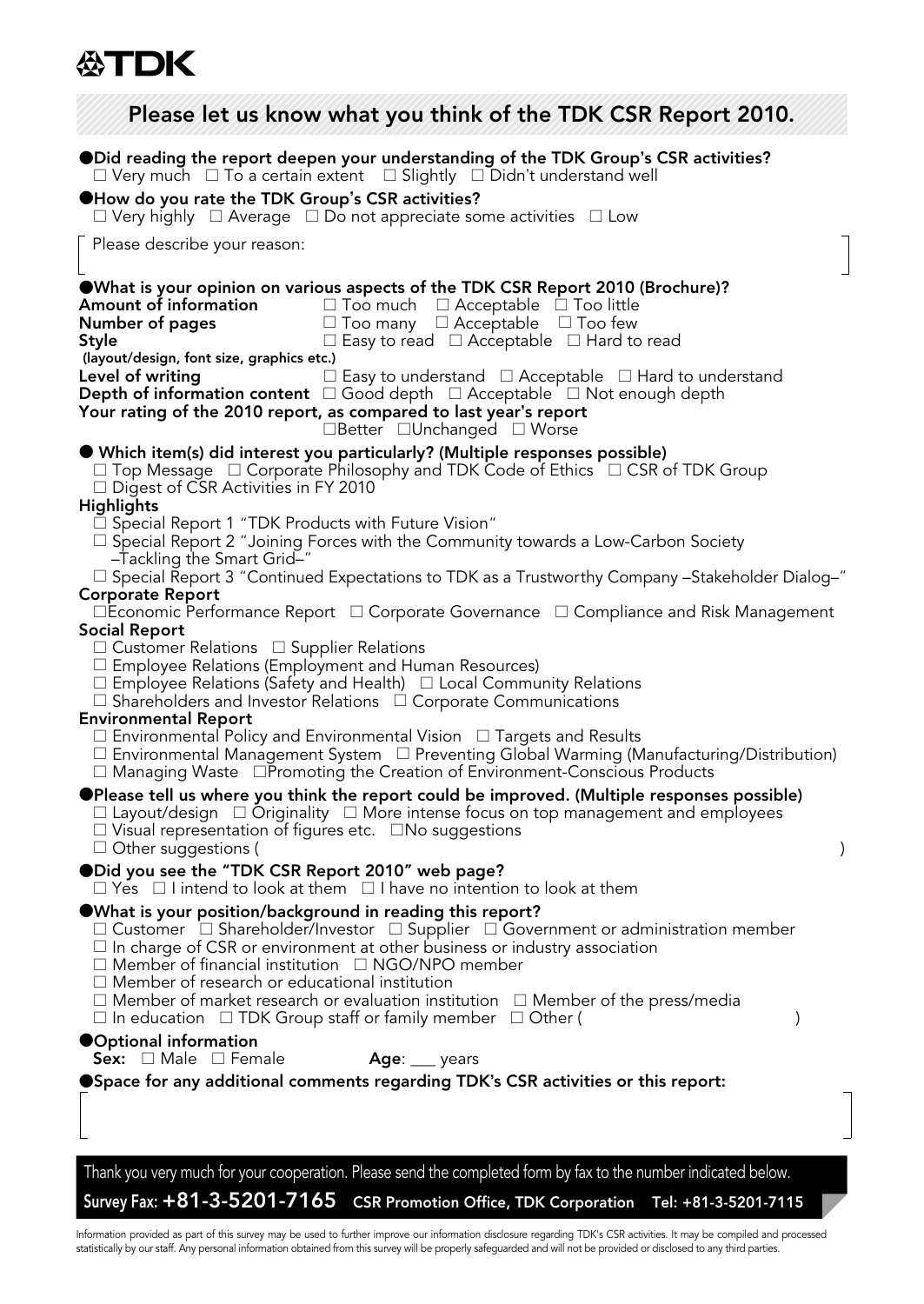TDK

# Please let us know what you think of the TDK CSR Report 2010.

●**Did reading the report deepen your understanding of the TDK Group's CSR activities?**
☐ Very much ☐ To a certain extent ☐ Slightly ☐ Didn't understand well

●**How do you rate the TDK Group's CSR activities?**
☐ Very highly ☐ Average ☐ Do not appreciate some activities ☐ Low

Please describe your reason:

●**What is your opinion on various aspects of the TDK CSR Report 2010 (Brochure)?**

**Amount of information** ☐ Too much ☐ Acceptable ☐ Too little
**Number of pages** ☐ Too many ☐ Acceptable ☐ Too few
**Style** ☐ Easy to read ☐ Acceptable ☐ Hard to read
**(layout/design, font size, graphics etc.)**
**Level of writing** ☐ Easy to understand ☐ Acceptable ☐ Hard to understand
**Depth of information content** ☐ Good depth ☐ Acceptable ☐ Not enough depth
**Your rating of the 2010 report, as compared to last year's report**
☐Better ☐Unchanged ☐ Worse

● **Which item(s) did interest you particularly? (Multiple responses possible)**
☐ Top Message ☐ Corporate Philosophy and TDK Code of Ethics ☐ CSR of TDK Group
☐ Digest of CSR Activities in FY 2010

**Highlights**
☐ Special Report 1 "TDK Products with Future Vision"
☐ Special Report 2 "Joining Forces with the Community towards a Low-Carbon Society –Tackling the Smart Grid–"
☐ Special Report 3 "Continued Expectations to TDK as a Trustworthy Company –Stakeholder Dialog–"

**Corporate Report**
☐Economic Performance Report ☐ Corporate Governance ☐ Compliance and Risk Management

**Social Report**
☐ Customer Relations ☐ Supplier Relations
☐ Employee Relations (Employment and Human Resources)
☐ Employee Relations (Safety and Health) ☐ Local Community Relations
☐ Shareholders and Investor Relations ☐ Corporate Communications

**Environmental Report**
☐ Environmental Policy and Environmental Vision ☐ Targets and Results
☐ Environmental Management System ☐ Preventing Global Warming (Manufacturing/Distribution)
☐ Managing Waste ☐Promoting the Creation of Environment-Conscious Products

●**Please tell us where you think the report could be improved. (Multiple responses possible)**
☐ Layout/design ☐ Originality ☐ More intense focus on top management and employees
☐ Visual representation of figures etc. ☐No suggestions
☐ Other suggestions ( )

●**Did you see the "TDK CSR Report 2010" web page?**
☐ Yes ☐ I intend to look at them ☐ I have no intention to look at them

●**What is your position/background in reading this report?**
☐ Customer ☐ Shareholder/Investor ☐ Supplier ☐ Government or administration member
☐ In charge of CSR or environment at other business or industry association
☐ Member of financial institution ☐ NGO/NPO member
☐ Member of research or educational institution
☐ Member of market research or evaluation institution ☐ Member of the press/media
☐ In education ☐ TDK Group staff or family member ☐ Other ( )

●**Optional information**
**Sex:** ☐ Male ☐ Female **Age**: ___ years

●**Space for any additional comments regarding TDK's CSR activities or this report:**

Thank you very much for your cooperation. Please send the completed form by fax to the number indicated below.

**Survey Fax: +81-3-5201-7165** **CSR Promotion Office, TDK Corporation** **Tel: +81-3-5201-7115**

Information provided as part of this survey may be used to further improve our information disclosure regarding TDK's CSR activities. It may be compiled and processed statistically by our staff. Any personal information obtained from this survey will be properly safeguarded and will not be provided or disclosed to any third parties.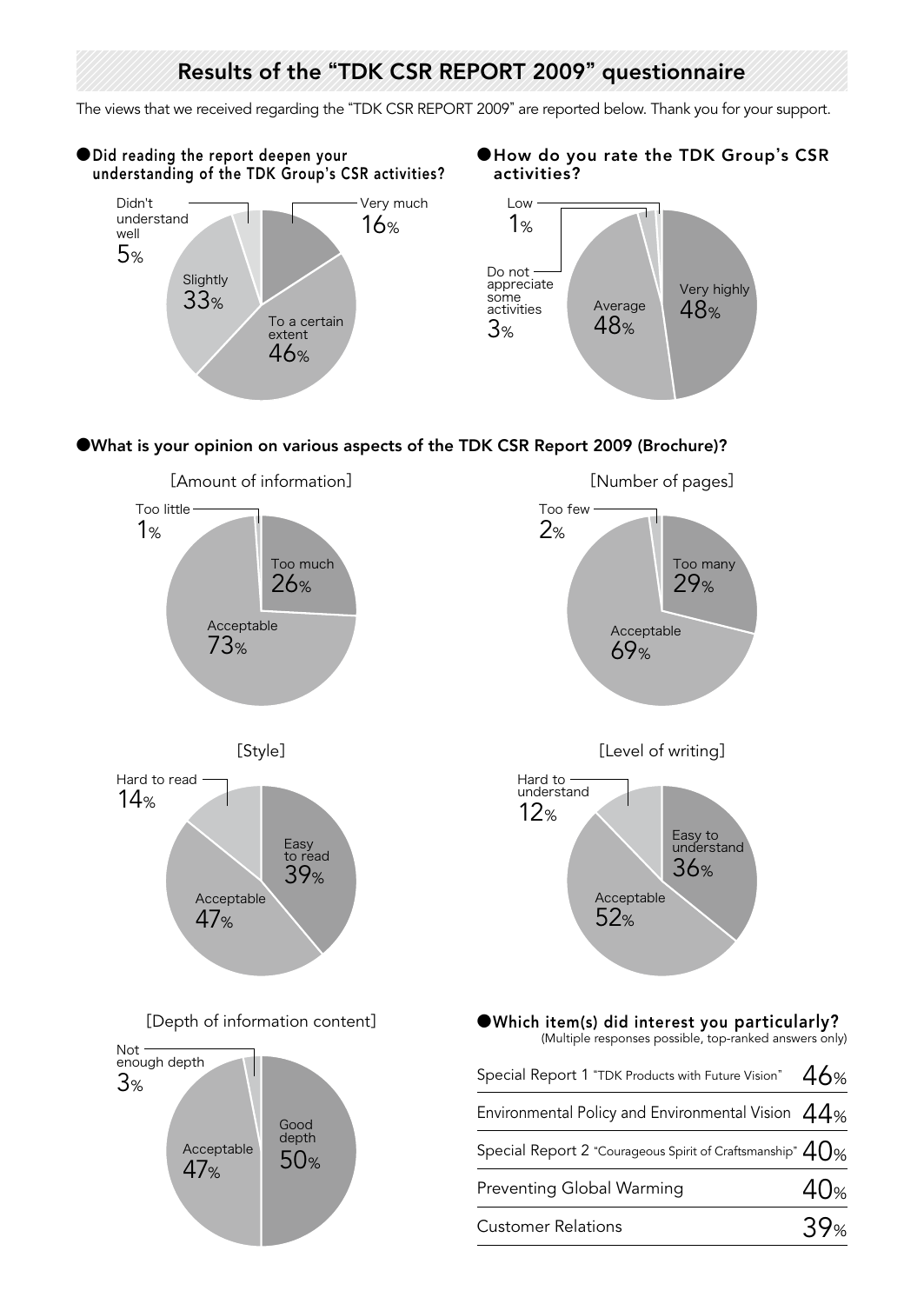# Results of the “TDK CSR REPORT 2009” questionnaire

The views that we received regarding the “TDK CSR REPORT 2009” are reported below. Thank you for your support.

### ● Did reading the report deepen your understanding of the TDK Group's CSR activities?

Very much 16%
To a certain extent 46%
Slightly 33%
Didn't understand well 5%

### ● How do you rate the TDK Group's CSR activities?

Very highly 48%
Average 48%
Do not appreciate some activities 3%
Low 1%

### ● What is your opinion on various aspects of the TDK CSR Report 2009 (Brochure)?

[Amount of information]

Too much 26%
Acceptable 73%
Too little 1%

[Number of pages]

Too many 29%
Acceptable 69%
Too few 2%

[Style]

Easy to read 39%
Acceptable 47%
Hard to read 14%

[Level of writing]

Easy to understand 36%
Acceptable 52%
Hard to understand 12%

[Depth of information content]

Good depth 50%
Acceptable 47%
Not enough depth 3%

### ● Which item(s) did interest you particularly?

(Multiple responses possible, top-ranked answers only)

| | |
|---|---|
| Special Report 1 “TDK Products with Future Vision” | 46% |
| Environmental Policy and Environmental Vision | 44% |
| Special Report 2 “Courageous Spirit of Craftsmanship” | 40% |
| Preventing Global Warming | 40% |
| Customer Relations | 39% |